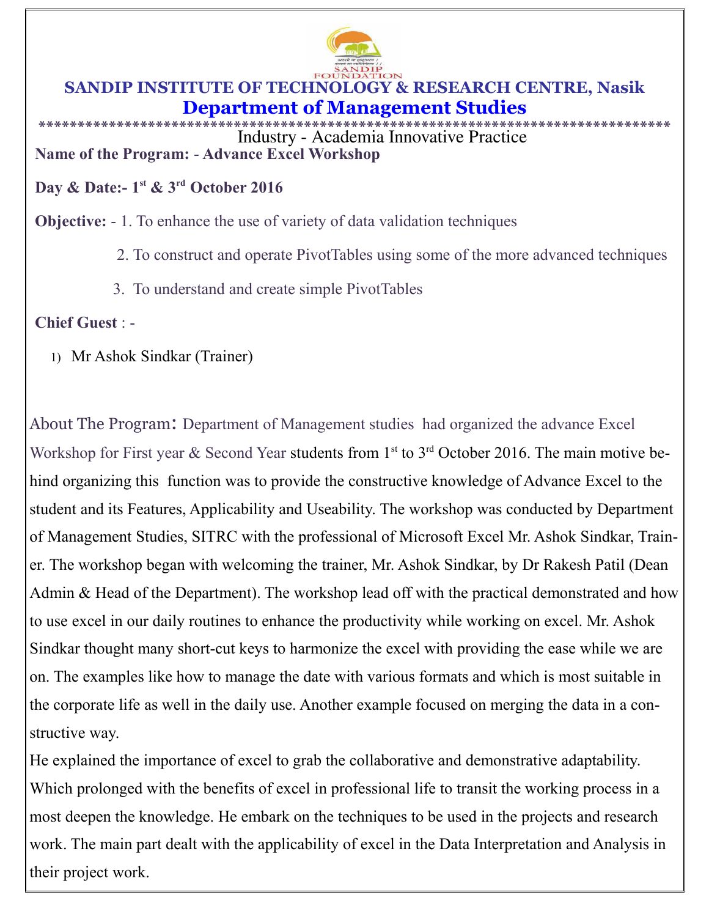# SANDIP INSTITUTE OF TECHNOLOGY & RESEARCH CENTRE, Nasik

## Department of Management Studies

******************************************************************************

Industry - Academia Innovative Practice

**Name of the Program: - Advance Excel Workshop**

**Day & Date:- 1st & 3rd October 2016**

**Objective:** - 1. To enhance the use of variety of data validation techniques

2. To construct and operate PivotTables using some of the more advanced techniques

3. To understand and create simple PivotTables

**Chief Guest** : -

1) Mr Ashok Sindkar (Trainer)

About The Program: Department of Management studies had organized the advance Excel Workshop for First year & Second Year students from 1st to 3rd October 2016. The main motive behind organizing this function was to provide the constructive knowledge of Advance Excel to the student and its Features, Applicability and Useability. The workshop was conducted by Department of Management Studies, SITRC with the professional of Microsoft Excel Mr. Ashok Sindkar, Trainer. The workshop began with welcoming the trainer, Mr. Ashok Sindkar, by Dr Rakesh Patil (Dean Admin & Head of the Department). The workshop lead off with the practical demonstrated and how to use excel in our daily routines to enhance the productivity while working on excel. Mr. Ashok Sindkar thought many short-cut keys to harmonize the excel with providing the ease while we are on. The examples like how to manage the date with various formats and which is most suitable in the corporate life as well in the daily use. Another example focused on merging the data in a constructive way.

He explained the importance of excel to grab the collaborative and demonstrative adaptability. Which prolonged with the benefits of excel in professional life to transit the working process in a most deepen the knowledge. He embark on the techniques to be used in the projects and research work. The main part dealt with the applicability of excel in the Data Interpretation and Analysis in their project work.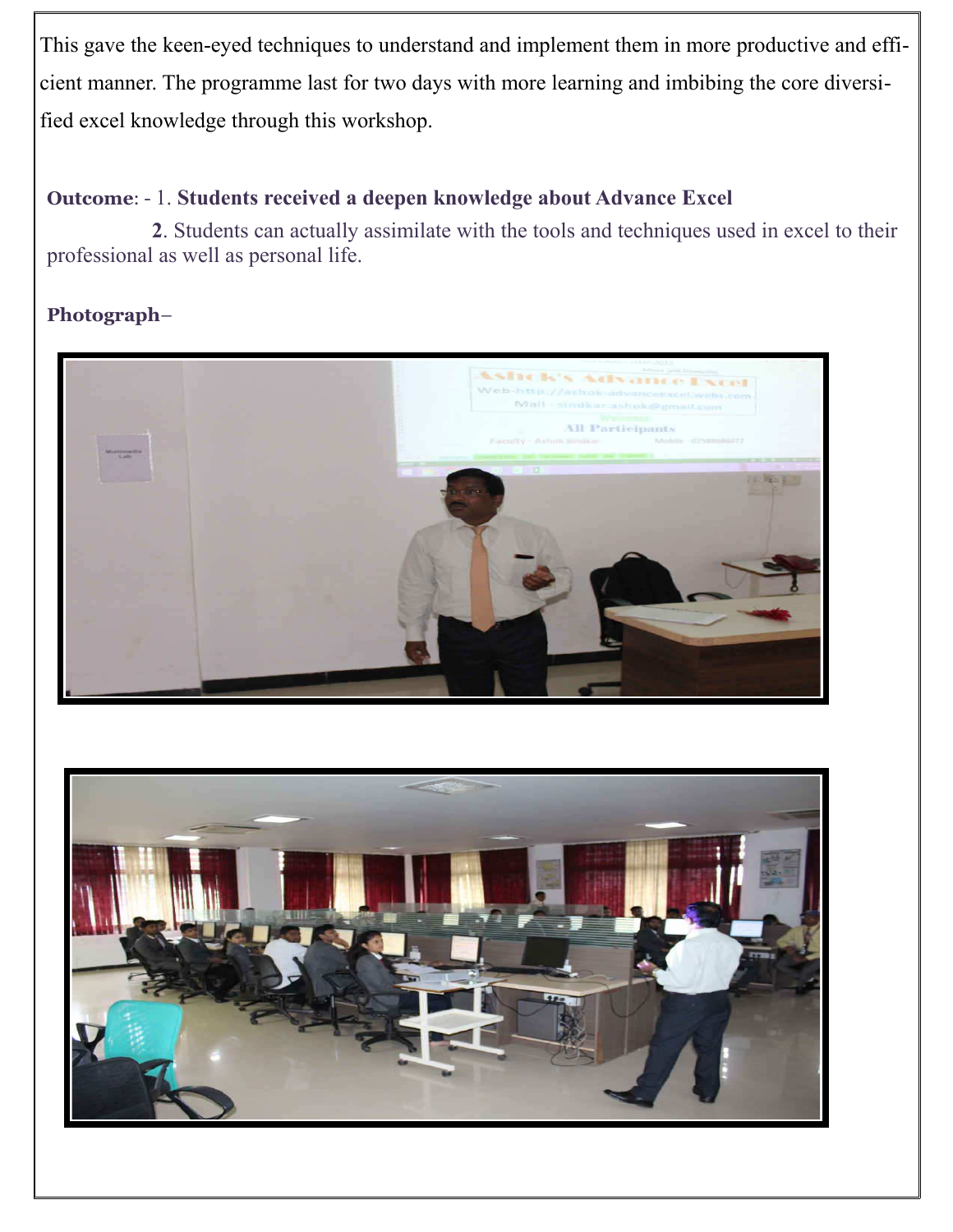This gave the keen-eyed techniques to understand and implement them in more productive and efficient manner. The programme last for two days with more learning and imbibing the core diversified excel knowledge through this workshop.

**Outcome**: - 1. **Students received a deepen knowledge about Advance Excel**

**2**. Students can actually assimilate with the tools and techniques used in excel to their professional as well as personal life.

**Photograph–**